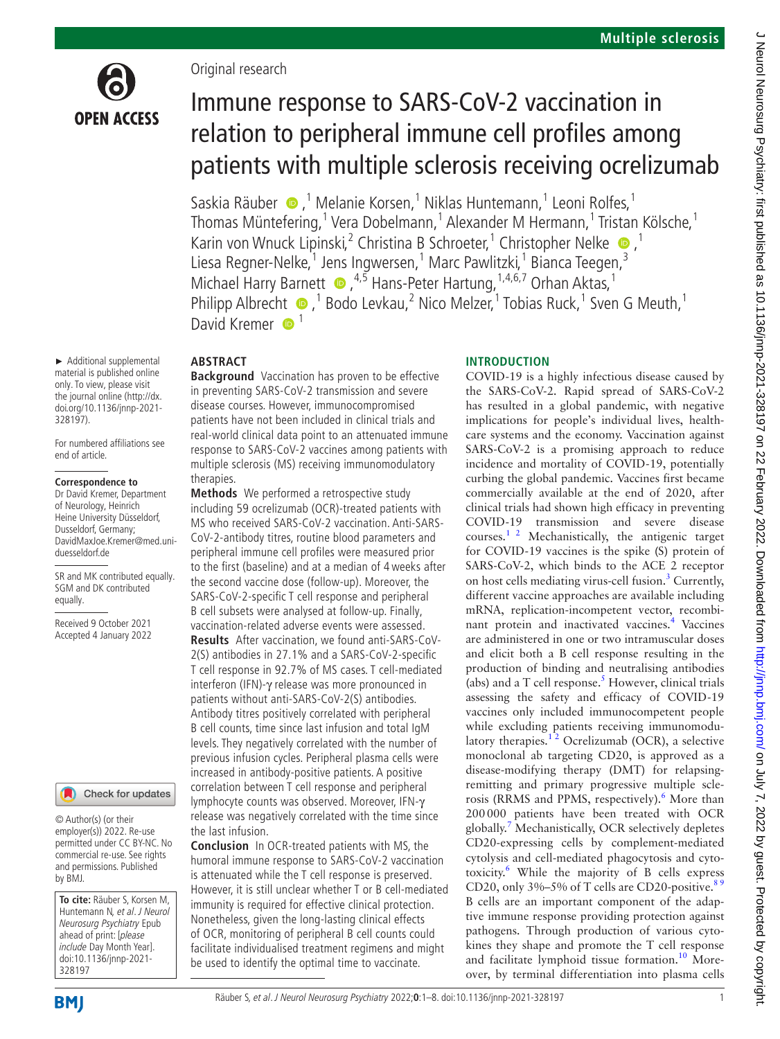Original research

# Immune response to SARS-CoV-2 vaccination in relation to peripheral immune cell profiles among patients with multiple sclerosis receiving ocrelizumab

Saskia Räuber [1], Melanie Korsen,[1] Niklas Huntemann,[1] Leoni Rolfes,[1] Thomas Müntefering,[1] Vera Dobelmann,[1] Alexander M Hermann,[1] Tristan Kölsche,[1] Karin von Wnuck Lipinski,[2] Christina B Schroeter,[1] Christopher Nelke [1], Liesa Regner-Nelke,[1] Jens Ingwersen,[1] Marc Pawlitzki,[1] Bianca Teegen,[3] Michael Harry Barnett [4,5], Hans-Peter Hartung,[1,4,6,7] Orhan Aktas,[1] Philipp Albrecht [1], Bodo Levkau,[2] Nico Melzer,[1] Tobias Ruck,[1] Sven G Meuth,[1] David Kremer [1]

► Additional supplemental material is published online only. To view, please visit the journal online (http://dx.doi.org/10.1136/jnnp-2021-328197).

For numbered affiliations see end of article.

**Correspondence to**
Dr David Kremer, Department of Neurology, Heinrich Heine University Düsseldorf, Dusseldorf, Germany; DavidMaxJoe.Kremer@med.uni-duesseldorf.de

SR and MK contributed equally. SGM and DK contributed equally.

Received 9 October 2021
Accepted 4 January 2022

© Author(s) (or their employer(s)) 2022. Re-use permitted under CC BY-NC. No commercial re-use. See rights and permissions. Published by BMJ.

**To cite:** Räuber S, Korsen M, Huntemann N, *et al*. *J Neurol Neurosurg Psychiatry* Epub ahead of print: [*please include* Day Month Year]. doi:10.1136/jnnp-2021-328197

## ABSTRACT

**Background** Vaccination has proven to be effective in preventing SARS-CoV-2 transmission and severe disease courses. However, immunocompromised patients have not been included in clinical trials and real-world clinical data point to an attenuated immune response to SARS-CoV-2 vaccines among patients with multiple sclerosis (MS) receiving immunomodulatory therapies.

**Methods** We performed a retrospective study including 59 ocrelizumab (OCR)-treated patients with MS who received SARS-CoV-2 vaccination. Anti-SARS-CoV-2-antibody titres, routine blood parameters and peripheral immune cell profiles were measured prior to the first (baseline) and at a median of 4 weeks after the second vaccine dose (follow-up). Moreover, the SARS-CoV-2-specific T cell response and peripheral B cell subsets were analysed at follow-up. Finally, vaccination-related adverse events were assessed.

**Results** After vaccination, we found anti-SARS-CoV-2(S) antibodies in 27.1% and a SARS-CoV-2-specific T cell response in 92.7% of MS cases. T cell-mediated interferon (IFN)-γ release was more pronounced in patients without anti-SARS-CoV-2(S) antibodies. Antibody titres positively correlated with peripheral B cell counts, time since last infusion and total IgM levels. They negatively correlated with the number of previous infusion cycles. Peripheral plasma cells were increased in antibody-positive patients. A positive correlation between T cell response and peripheral lymphocyte counts was observed. Moreover, IFN-γ release was negatively correlated with the time since the last infusion.

**Conclusion** In OCR-treated patients with MS, the humoral immune response to SARS-CoV-2 vaccination is attenuated while the T cell response is preserved. However, it is still unclear whether T or B cell-mediated immunity is required for effective clinical protection. Nonetheless, given the long-lasting clinical effects of OCR, monitoring of peripheral B cell counts could facilitate individualised treatment regimens and might be used to identify the optimal time to vaccinate.

## INTRODUCTION

COVID-19 is a highly infectious disease caused by the SARS-CoV-2. Rapid spread of SARS-CoV-2 has resulted in a global pandemic, with negative implications for people's individual lives, healthcare systems and the economy. Vaccination against SARS-CoV-2 is a promising approach to reduce incidence and mortality of COVID-19, potentially curbing the global pandemic. Vaccines first became commercially available at the end of 2020, after clinical trials had shown high efficacy in preventing COVID-19 transmission and severe disease courses.[1,2] Mechanistically, the antigenic target for COVID-19 vaccines is the spike (S) protein of SARS-CoV-2, which binds to the ACE 2 receptor on host cells mediating virus-cell fusion.[3] Currently, different vaccine approaches are available including mRNA, replication-incompetent vector, recombinant protein and inactivated vaccines.[4] Vaccines are administered in one or two intramuscular doses and elicit both a B cell response resulting in the production of binding and neutralising antibodies (abs) and a T cell response.[5] However, clinical trials assessing the safety and efficacy of COVID-19 vaccines only included immunocompetent people while excluding patients receiving immunomodulatory therapies.[1,2] Ocrelizumab (OCR), a selective monoclonal ab targeting CD20, is approved as a disease-modifying therapy (DMT) for relapsing-remitting and primary progressive multiple sclerosis (RRMS and PPMS, respectively).[6] More than 200 000 patients have been treated with OCR globally.[7] Mechanistically, OCR selectively depletes CD20-expressing cells by complement-mediated cytolysis and cell-mediated phagocytosis and cytotoxicity.[6] While the majority of B cells express CD20, only 3%–5% of T cells are CD20-positive.[8,9] B cells are an important component of the adaptive immune response providing protection against pathogens. Through production of various cytokines they shape and promote the T cell response and facilitate lymphoid tissue formation.[10] Moreover, by terminal differentiation into plasma cells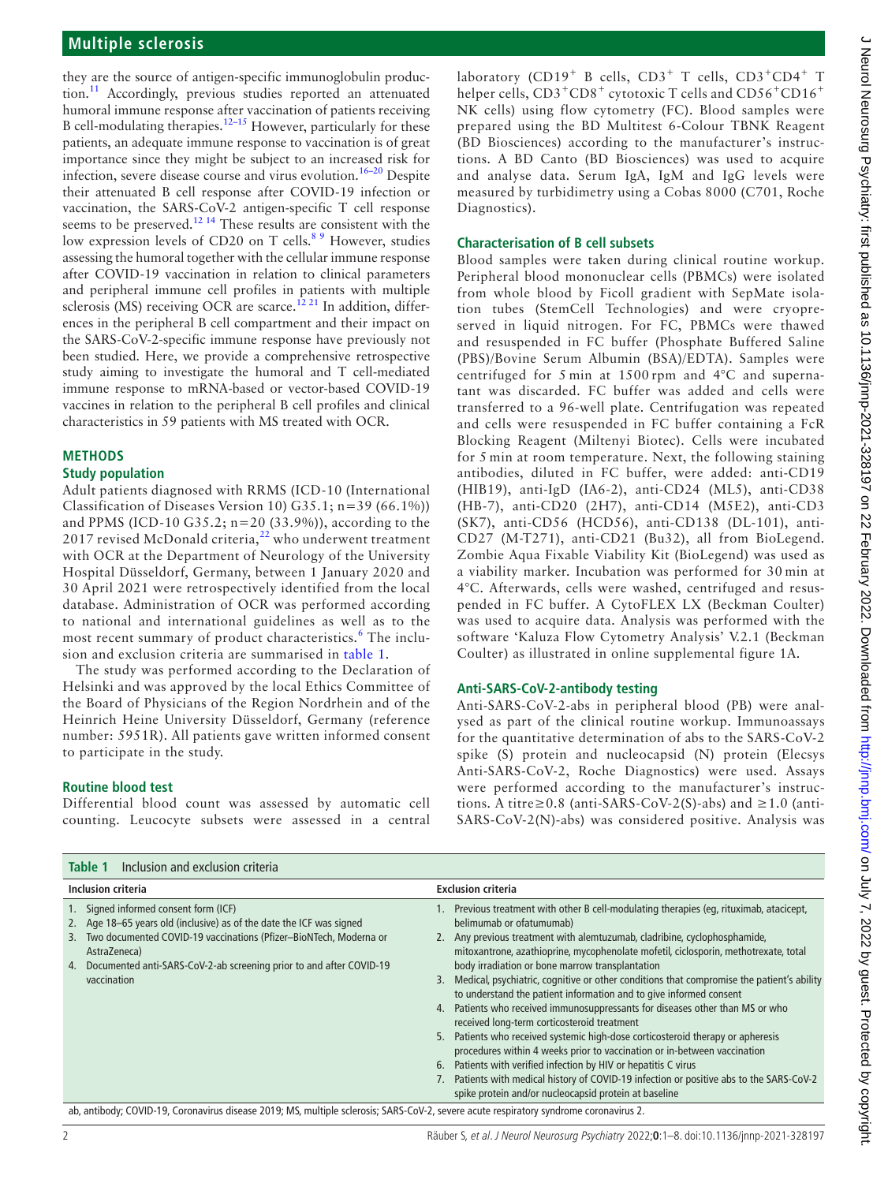they are the source of antigen-specific immunoglobulin production.[11] Accordingly, previous studies reported an attenuated humoral immune response after vaccination of patients receiving B cell-modulating therapies.[12–15] However, particularly for these patients, an adequate immune response to vaccination is of great importance since they might be subject to an increased risk for infection, severe disease course and virus evolution.[16–20] Despite their attenuated B cell response after COVID-19 infection or vaccination, the SARS-CoV-2 antigen-specific T cell response seems to be preserved.[12 14] These results are consistent with the low expression levels of CD20 on T cells.[8 9] However, studies assessing the humoral together with the cellular immune response after COVID-19 vaccination in relation to clinical parameters and peripheral immune cell profiles in patients with multiple sclerosis (MS) receiving OCR are scarce.[12 21] In addition, differences in the peripheral B cell compartment and their impact on the SARS-CoV-2-specific immune response have previously not been studied. Here, we provide a comprehensive retrospective study aiming to investigate the humoral and T cell-mediated immune response to mRNA-based or vector-based COVID-19 vaccines in relation to the peripheral B cell profiles and clinical characteristics in 59 patients with MS treated with OCR.

## METHODS

### Study population

Adult patients diagnosed with RRMS (ICD-10 (International Classification of Diseases Version 10) G35.1; n=39 (66.1%)) and PPMS (ICD-10 G35.2; n=20 (33.9%)), according to the 2017 revised McDonald criteria,[22] who underwent treatment with OCR at the Department of Neurology of the University Hospital Düsseldorf, Germany, between 1 January 2020 and 30 April 2021 were retrospectively identified from the local database. Administration of OCR was performed according to national and international guidelines as well as to the most recent summary of product characteristics.[6] The inclusion and exclusion criteria are summarised in table 1.

The study was performed according to the Declaration of Helsinki and was approved by the local Ethics Committee of the Board of Physicians of the Region Nordrhein and of the Heinrich Heine University Düsseldorf, Germany (reference number: 5951R). All patients gave written informed consent to participate in the study.

### Routine blood test

Differential blood count was assessed by automatic cell counting. Leucocyte subsets were assessed in a central laboratory ($CD19^+$ B cells, $CD3^+$ T cells, $CD3^+CD4^+$ T helper cells, $CD3^+CD8^+$ cytotoxic T cells and $CD56^+CD16^+$ NK cells) using flow cytometry (FC). Blood samples were prepared using the BD Multitest 6-Colour TBNK Reagent (BD Biosciences) according to the manufacturer's instructions. A BD Canto (BD Biosciences) was used to acquire and analyse data. Serum IgA, IgM and IgG levels were measured by turbidimetry using a Cobas 8000 (C701, Roche Diagnostics).

### Characterisation of B cell subsets

Blood samples were taken during clinical routine workup. Peripheral blood mononuclear cells (PBMCs) were isolated from whole blood by Ficoll gradient with SepMate isolation tubes (StemCell Technologies) and were cryopreserved in liquid nitrogen. For FC, PBMCs were thawed and resuspended in FC buffer (Phosphate Buffered Saline (PBS)/Bovine Serum Albumin (BSA)/EDTA). Samples were centrifuged for 5 min at 1500 rpm and 4°C and supernatant was discarded. FC buffer was added and cells were transferred to a 96-well plate. Centrifugation was repeated and cells were resuspended in FC buffer containing a FcR Blocking Reagent (Miltenyi Biotec). Cells were incubated for 5 min at room temperature. Next, the following staining antibodies, diluted in FC buffer, were added: anti-CD19 (HIB19), anti-IgD (IA6-2), anti-CD24 (ML5), anti-CD38 (HB-7), anti-CD20 (2H7), anti-CD14 (M5E2), anti-CD3 (SK7), anti-CD56 (HCD56), anti-CD138 (DL-101), anti-CD27 (M-T271), anti-CD21 (Bu32), all from BioLegend. Zombie Aqua Fixable Viability Kit (BioLegend) was used as a viability marker. Incubation was performed for 30 min at 4°C. Afterwards, cells were washed, centrifuged and resuspended in FC buffer. A CytoFLEX LX (Beckman Coulter) was used to acquire data. Analysis was performed with the software 'Kaluza Flow Cytometry Analysis' V.2.1 (Beckman Coulter) as illustrated in online supplemental figure 1A.

### Anti-SARS-CoV-2-antibody testing

Anti-SARS-CoV-2-abs in peripheral blood (PB) were analysed as part of the clinical routine workup. Immunoassays for the quantitative determination of abs to the SARS-CoV-2 spike (S) protein and nucleocapsid (N) protein (Elecsys Anti-SARS-CoV-2, Roche Diagnostics) were used. Assays were performed according to the manufacturer's instructions. A titre≥0.8 (anti-SARS-CoV-2(S)-abs) and ≥1.0 (anti-SARS-CoV-2(N)-abs) was considered positive. Analysis was

**Table 1** Inclusion and exclusion criteria

| Inclusion criteria | Exclusion criteria |
|---|---|
| 1. Signed informed consent form (ICF)<br>2. Age 18–65 years old (inclusive) as of the date the ICF was signed<br>3. Two documented COVID-19 vaccinations (Pfizer–BioNTech, Moderna or AstraZeneca)<br>4. Documented anti-SARS-CoV-2-ab screening prior to and after COVID-19 vaccination | 1. Previous treatment with other B cell-modulating therapies (eg, rituximab, atacicept, belimumab or ofatumumab)<br>2. Any previous treatment with alemtuzumab, cladribine, cyclophosphamide, mitoxantrone, azathioprine, mycophenolate mofetil, ciclosporin, methotrexate, total body irradiation or bone marrow transplantation<br>3. Medical, psychiatric, cognitive or other conditions that compromise the patient's ability to understand the patient information and to give informed consent<br>4. Patients who received immunosuppressants for diseases other than MS or who received long-term corticosteroid treatment<br>5. Patients who received systemic high-dose corticosteroid therapy or apheresis procedures within 4 weeks prior to vaccination or in-between vaccination<br>6. Patients with verified infection by HIV or hepatitis C virus<br>7. Patients with medical history of COVID-19 infection or positive abs to the SARS-CoV-2 spike protein and/or nucleocapsid protein at baseline |

ab, antibody; COVID-19, Coronavirus disease 2019; MS, multiple sclerosis; SARS-CoV-2, severe acute respiratory syndrome coronavirus 2.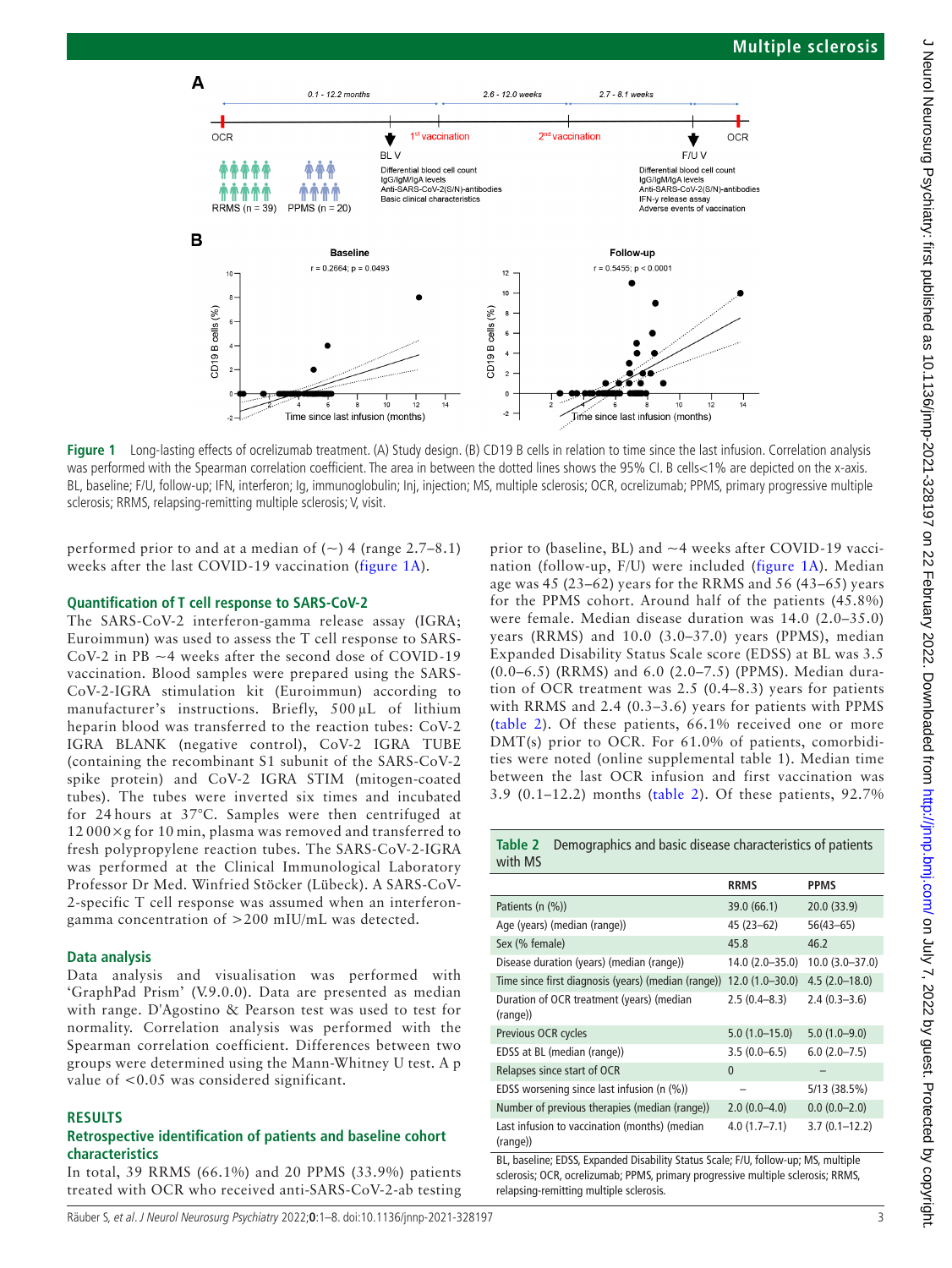Figure 1 Long-lasting effects of ocrelizumab treatment. (A) Study design. (B) CD19 B cells in relation to time since the last infusion. Correlation analysis was performed with the Spearman correlation coefficient. The area in between the dotted lines shows the 95% CI. B cells<1% are depicted on the x-axis. BL, baseline; F/U, follow-up; IFN, interferon; Ig, immunoglobulin; Inj, injection; MS, multiple sclerosis; OCR, ocrelizumab; PPMS, primary progressive multiple sclerosis; RRMS, relapsing-remitting multiple sclerosis; V, visit.

performed prior to and at a median of (~) 4 (range 2.7–8.1) weeks after the last COVID-19 vaccination (figure 1A).

### Quantification of T cell response to SARS-CoV-2

The SARS-CoV-2 interferon-gamma release assay (IGRA; Euroimmun) was used to assess the T cell response to SARS-CoV-2 in PB ~4 weeks after the second dose of COVID-19 vaccination. Blood samples were prepared using the SARS-CoV-2-IGRA stimulation kit (Euroimmun) according to manufacturer's instructions. Briefly, 500 µL of lithium heparin blood was transferred to the reaction tubes: CoV-2 IGRA BLANK (negative control), CoV-2 IGRA TUBE (containing the recombinant S1 subunit of the SARS-CoV-2 spike protein) and CoV-2 IGRA STIM (mitogen-coated tubes). The tubes were inverted six times and incubated for 24 hours at 37°C. Samples were then centrifuged at 12 000×g for 10 min, plasma was removed and transferred to fresh polypropylene reaction tubes. The SARS-CoV-2-IGRA was performed at the Clinical Immunological Laboratory Professor Dr Med. Winfried Stöcker (Lübeck). A SARS-CoV-2-specific T cell response was assumed when an interferon-gamma concentration of >200 mIU/mL was detected.

### Data analysis

Data analysis and visualisation was performed with 'GraphPad Prism' (V.9.0.0). Data are presented as median with range. D'Agostino & Pearson test was used to test for normality. Correlation analysis was performed with the Spearman correlation coefficient. Differences between two groups were determined using the Mann-Whitney U test. A p value of <0.05 was considered significant.

## RESULTS

### Retrospective identification of patients and baseline cohort characteristics

In total, 39 RRMS (66.1%) and 20 PPMS (33.9%) patients treated with OCR who received anti-SARS-CoV-2-ab testing prior to (baseline, BL) and ~4 weeks after COVID-19 vaccination (follow-up, F/U) were included (figure 1A). Median age was 45 (23–62) years for the RRMS and 56 (43–65) years for the PPMS cohort. Around half of the patients (45.8%) were female. Median disease duration was 14.0 (2.0–35.0) years (RRMS) and 10.0 (3.0–37.0) years (PPMS), median Expanded Disability Status Scale score (EDSS) at BL was 3.5 (0.0–6.5) (RRMS) and 6.0 (2.0–7.5) (PPMS). Median duration of OCR treatment was 2.5 (0.4–8.3) years for patients with RRMS and 2.4 (0.3–3.6) years for patients with PPMS (table 2). Of these patients, 66.1% received one or more DMT(s) prior to OCR. For 61.0% of patients, comorbidities were noted (online supplemental table 1). Median time between the last OCR infusion and first vaccination was 3.9 (0.1–12.2) months (table 2). Of these patients, 92.7%

**Table 2** Demographics and basic disease characteristics of patients with MS

| | RRMS | PPMS |
|---|---|---|
| Patients (n (%)) | 39.0 (66.1) | 20.0 (33.9) |
| Age (years) (median (range)) | 45 (23–62) | 56(43–65) |
| Sex (% female) | 45.8 | 46.2 |
| Disease duration (years) (median (range)) | 14.0 (2.0–35.0) | 10.0 (3.0–37.0) |
| Time since first diagnosis (years) (median (range)) | 12.0 (1.0–30.0) | 4.5 (2.0–18.0) |
| Duration of OCR treatment (years) (median (range)) | 2.5 (0.4–8.3) | 2.4 (0.3–3.6) |
| Previous OCR cycles | 5.0 (1.0–15.0) | 5.0 (1.0–9.0) |
| EDSS at BL (median (range)) | 3.5 (0.0–6.5) | 6.0 (2.0–7.5) |
| Relapses since start of OCR | 0 | – |
| EDSS worsening since last infusion (n (%)) | – | 5/13 (38.5%) |
| Number of previous therapies (median (range)) | 2.0 (0.0–4.0) | 0.0 (0.0–2.0) |
| Last infusion to vaccination (months) (median (range)) | 4.0 (1.7–7.1) | 3.7 (0.1–12.2) |

BL, baseline; EDSS, Expanded Disability Status Scale; F/U, follow-up; MS, multiple sclerosis; OCR, ocrelizumab; PPMS, primary progressive multiple sclerosis; RRMS, relapsing-remitting multiple sclerosis.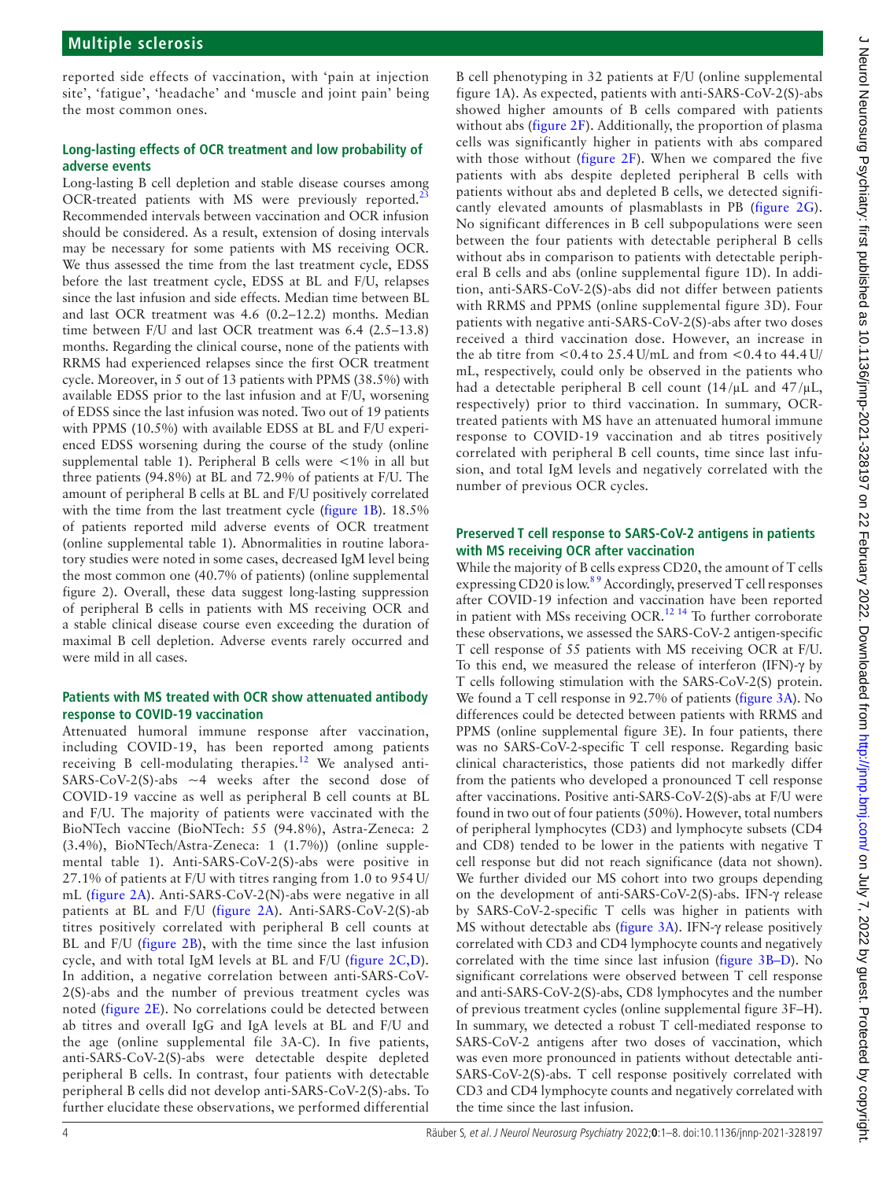reported side effects of vaccination, with 'pain at injection site', 'fatigue', 'headache' and 'muscle and joint pain' being the most common ones.

### Long-lasting effects of OCR treatment and low probability of adverse events

Long-lasting B cell depletion and stable disease courses among OCR-treated patients with MS were previously reported.[23] Recommended intervals between vaccination and OCR infusion should be considered. As a result, extension of dosing intervals may be necessary for some patients with MS receiving OCR. We thus assessed the time from the last treatment cycle, EDSS before the last treatment cycle, EDSS at BL and F/U, relapses since the last infusion and side effects. Median time between BL and last OCR treatment was 4.6 (0.2–12.2) months. Median time between F/U and last OCR treatment was 6.4 (2.5–13.8) months. Regarding the clinical course, none of the patients with RRMS had experienced relapses since the first OCR treatment cycle. Moreover, in 5 out of 13 patients with PPMS (38.5%) with available EDSS prior to the last infusion and at F/U, worsening of EDSS since the last infusion was noted. Two out of 19 patients with PPMS (10.5%) with available EDSS at BL and F/U experienced EDSS worsening during the course of the study (online supplemental table 1). Peripheral B cells were <1% in all but three patients (94.8%) at BL and 72.9% of patients at F/U. The amount of peripheral B cells at BL and F/U positively correlated with the time from the last treatment cycle (figure 1B). 18.5% of patients reported mild adverse events of OCR treatment (online supplemental table 1). Abnormalities in routine laboratory studies were noted in some cases, decreased IgM level being the most common one (40.7% of patients) (online supplemental figure 2). Overall, these data suggest long-lasting suppression of peripheral B cells in patients with MS receiving OCR and a stable clinical disease course even exceeding the duration of maximal B cell depletion. Adverse events rarely occurred and were mild in all cases.

### Patients with MS treated with OCR show attenuated antibody response to COVID-19 vaccination

Attenuated humoral immune response after vaccination, including COVID-19, has been reported among patients receiving B cell-modulating therapies.[12] We analysed anti-SARS-CoV-2(S)-abs ~4 weeks after the second dose of COVID-19 vaccine as well as peripheral B cell counts at BL and F/U. The majority of patients were vaccinated with the BioNTech vaccine (BioNTech: 55 (94.8%), Astra-Zeneca: 2 (3.4%), BioNTech/Astra-Zeneca: 1 (1.7%)) (online supplemental table 1). Anti-SARS-CoV-2(S)-abs were positive in 27.1% of patients at F/U with titres ranging from 1.0 to 954 U/mL (figure 2A). Anti-SARS-CoV-2(N)-abs were negative in all patients at BL and F/U (figure 2A). Anti-SARS-CoV-2(S)-ab titres positively correlated with peripheral B cell counts at BL and F/U (figure 2B), with the time since the last infusion cycle, and with total IgM levels at BL and F/U (figure 2C,D). In addition, a negative correlation between anti-SARS-CoV-2(S)-abs and the number of previous treatment cycles was noted (figure 2E). No correlations could be detected between ab titres and overall IgG and IgA levels at BL and F/U and the age (online supplemental file 3A-C). In five patients, anti-SARS-CoV-2(S)-abs were detectable despite depleted peripheral B cells. In contrast, four patients with detectable peripheral B cells did not develop anti-SARS-CoV-2(S)-abs. To further elucidate these observations, we performed differential B cell phenotyping in 32 patients at F/U (online supplemental figure 1A). As expected, patients with anti-SARS-CoV-2(S)-abs showed higher amounts of B cells compared with patients without abs (figure 2F). Additionally, the proportion of plasma cells was significantly higher in patients with abs compared with those without (figure 2F). When we compared the five patients with abs despite depleted peripheral B cells with patients without abs and depleted B cells, we detected significantly elevated amounts of plasmablasts in PB (figure 2G). No significant differences in B cell subpopulations were seen between the four patients with detectable peripheral B cells without abs in comparison to patients with detectable peripheral B cells and abs (online supplemental figure 1D). In addition, anti-SARS-CoV-2(S)-abs did not differ between patients with RRMS and PPMS (online supplemental figure 3D). Four patients with negative anti-SARS-CoV-2(S)-abs after two doses received a third vaccination dose. However, an increase in the ab titre from <0.4 to 25.4 U/mL and from <0.4 to 44.4 U/mL, respectively, could only be observed in the patients who had a detectable peripheral B cell count (14/µL and 47/µL, respectively) prior to third vaccination. In summary, OCR-treated patients with MS have an attenuated humoral immune response to COVID-19 vaccination and ab titres positively correlated with peripheral B cell counts, time since last infusion, and total IgM levels and negatively correlated with the number of previous OCR cycles.

### Preserved T cell response to SARS-CoV-2 antigens in patients with MS receiving OCR after vaccination

While the majority of B cells express CD20, the amount of T cells expressing CD20 is low.[8,9] Accordingly, preserved T cell responses after COVID-19 infection and vaccination have been reported in patient with MSs receiving OCR.[12,14] To further corroborate these observations, we assessed the SARS-CoV-2 antigen-specific T cell response of 55 patients with MS receiving OCR at F/U. To this end, we measured the release of interferon (IFN)-γ by T cells following stimulation with the SARS-CoV-2(S) protein. We found a T cell response in 92.7% of patients (figure 3A). No differences could be detected between patients with RRMS and PPMS (online supplemental figure 3E). In four patients, there was no SARS-CoV-2-specific T cell response. Regarding basic clinical characteristics, those patients did not markedly differ from the patients who developed a pronounced T cell response after vaccinations. Positive anti-SARS-CoV-2(S)-abs at F/U were found in two out of four patients (50%). However, total numbers of peripheral lymphocytes (CD3) and lymphocyte subsets (CD4 and CD8) tended to be lower in the patients with negative T cell response but did not reach significance (data not shown). We further divided our MS cohort into two groups depending on the development of anti-SARS-CoV-2(S)-abs. IFN-γ release by SARS-CoV-2-specific T cells was higher in patients with MS without detectable abs (figure 3A). IFN-γ release positively correlated with CD3 and CD4 lymphocyte counts and negatively correlated with the time since last infusion (figure 3B–D). No significant correlations were observed between T cell response and anti-SARS-CoV-2(S)-abs, CD8 lymphocytes and the number of previous treatment cycles (online supplemental figure 3F–H). In summary, we detected a robust T cell-mediated response to SARS-CoV-2 antigens after two doses of vaccination, which was even more pronounced in patients without detectable anti-SARS-CoV-2(S)-abs. T cell response positively correlated with CD3 and CD4 lymphocyte counts and negatively correlated with the time since the last infusion.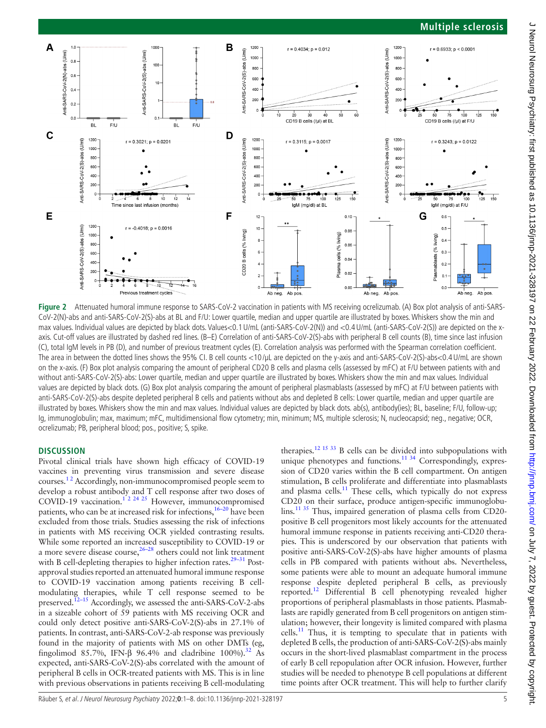**Figure 2** Attenuated humoral immune response to SARS-CoV-2 vaccination in patients with MS receiving ocrelizumab. (A) Box plot analysis of anti-SARS-CoV-2(N)-abs and anti-SARS-CoV-2(S)-abs at BL and F/U: Lower quartile, median and upper quartile are illustrated by boxes. Whiskers show the min and max values. Individual values are depicted by black dots. Values<0.1 U/mL (anti-SARS-CoV-2(N)) and <0.4 U/mL (anti-SARS-CoV-2(S)) are depicted on the x-axis. Cut-off values are illustrated by dashed red lines. (B–E) Correlation of anti-SARS-CoV-2(S)-abs with peripheral B cell counts (B), time since last infusion (C), total IgM levels in PB (D), and number of previous treatment cycles (E). Correlation analysis was performed with the Spearman correlation coefficient. The area in between the dotted lines shows the 95% CI. B cell counts <10 /μL are depicted on the y-axis and anti-SARS-CoV-2(S)-abs<0.4 U/mL are shown on the x-axis. (F) Box plot analysis comparing the amount of peripheral CD20 B cells and plasma cells (assessed by mFC) at F/U between patients with and without anti-SARS-CoV-2(S)-abs: Lower quartile, median and upper quartile are illustrated by boxes. Whiskers show the min and max values. Individual values are depicted by black dots. (G) Box plot analysis comparing the amount of peripheral plasmablasts (assessed by mFC) at F/U between patients with anti-SARS-CoV-2(S)-abs despite depleted peripheral B cells and patients without abs and depleted B cells: Lower quartile, median and upper quartile are illustrated by boxes. Whiskers show the min and max values. Individual values are depicted by black dots. ab(s), antibody(ies); BL, baseline; F/U, follow-up; Ig, immunoglobulin; max, maximum; mFC, multidimensional flow cytometry; min, minimum; MS, multiple sclerosis; N, nucleocapsid; neg., negative; OCR, ocrelizumab; PB, peripheral blood; pos., positive; S, spike.

## DISCUSSION

Pivotal clinical trials have shown high efficacy of COVID-19 vaccines in preventing virus transmission and severe disease courses.[1 2] Accordingly, non-immunocompromised people seem to develop a robust antibody and T cell response after two doses of COVID-19 vaccination.[1 2 24 25] However, immunocompromised patients, who can be at increased risk for infections,[16–20] have been excluded from those trials. Studies assessing the risk of infections in patients with MS receiving OCR yielded contrasting results. While some reported an increased susceptibility to COVID-19 or a more severe disease course,[26–28] others could not link treatment with B cell-depleting therapies to higher infection rates.[29–31] Post-approval studies reported an attenuated humoral immune response to COVID-19 vaccination among patients receiving B cell-modulating therapies, while T cell response seemed to be preserved.[12–15] Accordingly, we assessed the anti-SARS-CoV-2-abs in a sizeable cohort of 59 patients with MS receiving OCR and could only detect positive anti-SARS-CoV-2(S)-abs in 27.1% of patients. In contrast, anti-SARS-CoV-2-ab response was previously found in the majority of patients with MS on other DMTs (eg, fingolimod 85.7%, IFN-β 96.4% and cladribine 100%).[32] As expected, anti-SARS-CoV-2(S)-abs correlated with the amount of peripheral B cells in OCR-treated patients with MS. This is in line with previous observations in patients receiving B cell-modulating therapies.[12 15 33] B cells can be divided into subpopulations with unique phenotypes and functions.[11 34] Correspondingly, expression of CD20 varies within the B cell compartment. On antigen stimulation, B cells proliferate and differentiate into plasmablasts and plasma cells.[11] These cells, which typically do not express CD20 on their surface, produce antigen-specific immunoglobulins.[11 35] Thus, impaired generation of plasma cells from CD20-positive B cell progenitors most likely accounts for the attenuated humoral immune response in patients receiving anti-CD20 therapies. This is underscored by our observation that patients with positive anti-SARS-CoV-2(S)-abs have higher amounts of plasma cells in PB compared with patients without abs. Nevertheless, some patients were able to mount an adequate humoral immune response despite depleted peripheral B cells, as previously reported.[12] Differential B cell phenotyping revealed higher proportions of peripheral plasmablasts in those patients. Plasmablasts are rapidly generated from B cell progenitors on antigen stimulation; however, their longevity is limited compared with plasma cells.[11] Thus, it is tempting to speculate that in patients with depleted B cells, the production of anti-SARS-CoV-2(S)-abs mainly occurs in the short-lived plasmablast compartment in the process of early B cell repopulation after OCR infusion. However, further studies will be needed to phenotype B cell populations at different time points after OCR treatment. This will help to further clarify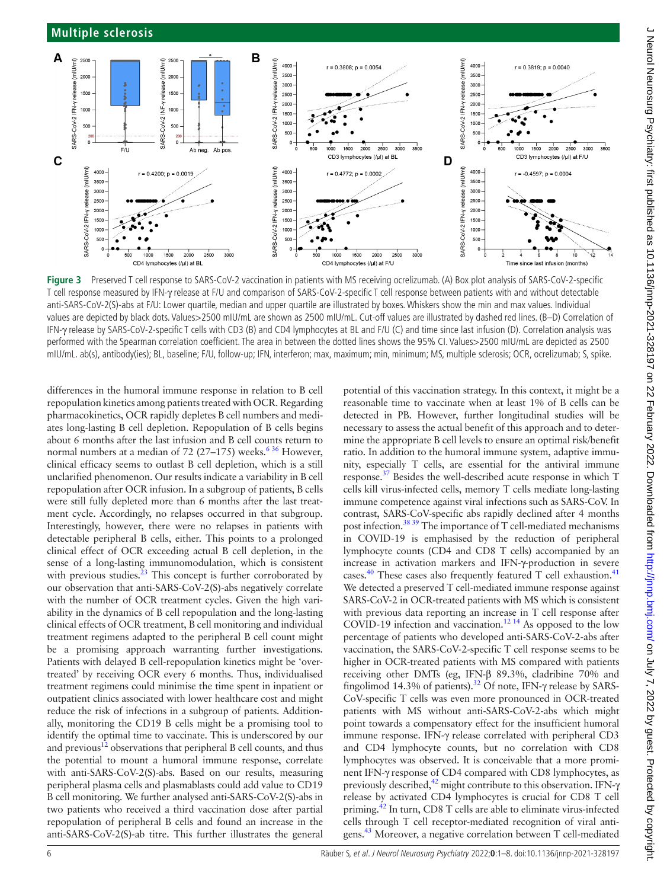**Figure 3** Preserved T cell response to SARS-CoV-2 vaccination in patients with MS receiving ocrelizumab. (A) Box plot analysis of SARS-CoV-2-specific T cell response measured by IFN-γ release at F/U and comparison of SARS-CoV-2-specific T cell response between patients with and without detectable anti-SARS-CoV-2(S)-abs at F/U: Lower quartile, median and upper quartile are illustrated by boxes. Whiskers show the min and max values. Individual values are depicted by black dots. Values>2500 mIU/mL are shown as 2500 mIU/mL. Cut-off values are illustrated by dashed red lines. (B–D) Correlation of IFN-γ release by SARS-CoV-2-specific T cells with CD3 (B) and CD4 lymphocytes at BL and F/U (C) and time since last infusion (D). Correlation analysis was performed with the Spearman correlation coefficient. The area in between the dotted lines shows the 95% CI. Values>2500 mIU/mL are depicted as 2500 mIU/mL. ab(s), antibody(ies); BL, baseline; F/U, follow-up; IFN, interferon; max, maximum; min, minimum; MS, multiple sclerosis; OCR, ocrelizumab; S, spike.

differences in the humoral immune response in relation to B cell repopulation kinetics among patients treated with OCR. Regarding pharmacokinetics, OCR rapidly depletes B cell numbers and mediates long-lasting B cell depletion. Repopulation of B cells begins about 6 months after the last infusion and B cell counts return to normal numbers at a median of 72 (27–175) weeks.[6,36] However, clinical efficacy seems to outlast B cell depletion, which is a still unclarified phenomenon. Our results indicate a variability in B cell repopulation after OCR infusion. In a subgroup of patients, B cells were still fully depleted more than 6 months after the last treatment cycle. Accordingly, no relapses occurred in that subgroup. Interestingly, however, there were no relapses in patients with detectable peripheral B cells, either. This points to a prolonged clinical effect of OCR exceeding actual B cell depletion, in the sense of a long-lasting immunomodulation, which is consistent with previous studies.[23] This concept is further corroborated by our observation that anti-SARS-CoV-2(S)-abs negatively correlate with the number of OCR treatment cycles. Given the high variability in the dynamics of B cell repopulation and the long-lasting clinical effects of OCR treatment, B cell monitoring and individual treatment regimens adapted to the peripheral B cell count might be a promising approach warranting further investigations. Patients with delayed B cell-repopulation kinetics might be 'overtreated' by receiving OCR every 6 months. Thus, individualised treatment regimens could minimise the time spent in inpatient or outpatient clinics associated with lower healthcare cost and might reduce the risk of infections in a subgroup of patients. Additionally, monitoring the CD19 B cells might be a promising tool to identify the optimal time to vaccinate. This is underscored by our and previous[12] observations that peripheral B cell counts, and thus the potential to mount a humoral immune response, correlate with anti-SARS-CoV-2(S)-abs. Based on our results, measuring peripheral plasma cells and plasmablasts could add value to CD19 B cell monitoring. We further analysed anti-SARS-CoV-2(S)-abs in two patients who received a third vaccination dose after partial repopulation of peripheral B cells and found an increase in the anti-SARS-CoV-2(S)-ab titre. This further illustrates the general potential of this vaccination strategy. In this context, it might be a reasonable time to vaccinate when at least 1% of B cells can be detected in PB. However, further longitudinal studies will be necessary to assess the actual benefit of this approach and to determine the appropriate B cell levels to ensure an optimal risk/benefit ratio. In addition to the humoral immune system, adaptive immunity, especially T cells, are essential for the antiviral immune response.[37] Besides the well-described acute response in which T cells kill virus-infected cells, memory T cells mediate long-lasting immune competence against viral infections such as SARS-CoV. In contrast, SARS-CoV-specific abs rapidly declined after 4 months post infection.[38,39] The importance of T cell-mediated mechanisms in COVID-19 is emphasised by the reduction of peripheral lymphocyte counts (CD4 and CD8 T cells) accompanied by an increase in activation markers and IFN-γ-production in severe cases.[40] These cases also frequently featured T cell exhaustion.[41] We detected a preserved T cell-mediated immune response against SARS-CoV-2 in OCR-treated patients with MS which is consistent with previous data reporting an increase in T cell response after COVID-19 infection and vaccination.[12,14] As opposed to the low percentage of patients who developed anti-SARS-CoV-2-abs after vaccination, the SARS-CoV-2-specific T cell response seems to be higher in OCR-treated patients with MS compared with patients receiving other DMTs (eg, IFN-β 89.3%, cladribine 70% and fingolimod 14.3% of patients).[32] Of note, IFN-γ release by SARS-CoV-specific T cells was even more pronounced in OCR-treated patients with MS without anti-SARS-CoV-2-abs which might point towards a compensatory effect for the insufficient humoral immune response. IFN-γ release correlated with peripheral CD3 and CD4 lymphocyte counts, but no correlation with CD8 lymphocytes was observed. It is conceivable that a more prominent IFN-γ response of CD4 compared with CD8 lymphocytes, as previously described,[42] might contribute to this observation. IFN-γ release by activated CD4 lymphocytes is crucial for CD8 T cell priming.[42] In turn, CD8 T cells are able to eliminate virus-infected cells through T cell receptor-mediated recognition of viral antigens.[43] Moreover, a negative correlation between T cell-mediated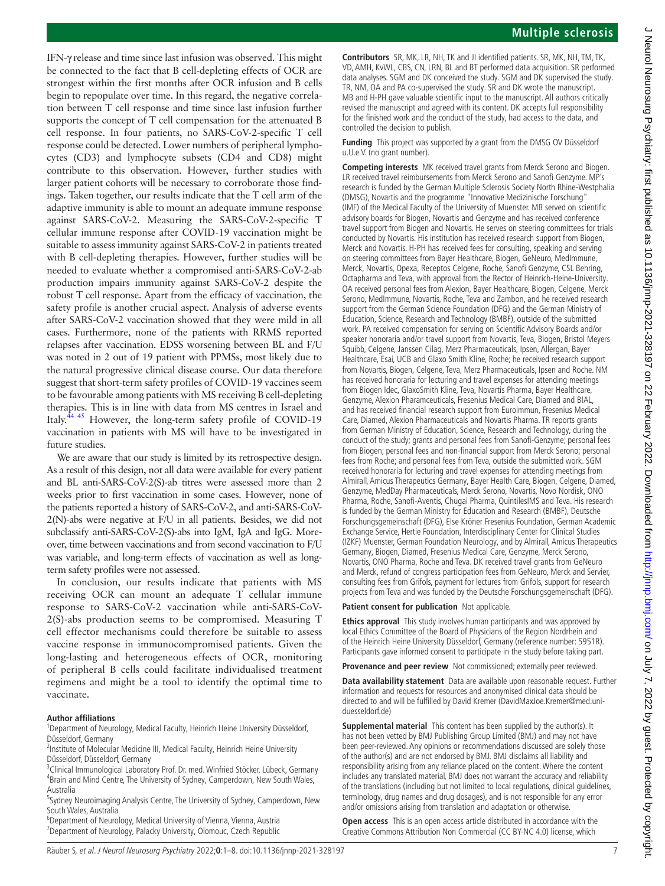IFN-γ release and time since last infusion was observed. This might be connected to the fact that B cell-depleting effects of OCR are strongest within the first months after OCR infusion and B cells begin to repopulate over time. In this regard, the negative correlation between T cell response and time since last infusion further supports the concept of T cell compensation for the attenuated B cell response. In four patients, no SARS-CoV-2-specific T cell response could be detected. Lower numbers of peripheral lymphocytes (CD3) and lymphocyte subsets (CD4 and CD8) might contribute to this observation. However, further studies with larger patient cohorts will be necessary to corroborate those findings. Taken together, our results indicate that the T cell arm of the adaptive immunity is able to mount an adequate immune response against SARS-CoV-2. Measuring the SARS-CoV-2-specific T cellular immune response after COVID-19 vaccination might be suitable to assess immunity against SARS-CoV-2 in patients treated with B cell-depleting therapies. However, further studies will be needed to evaluate whether a compromised anti-SARS-CoV-2-ab production impairs immunity against SARS-CoV-2 despite the robust T cell response. Apart from the efficacy of vaccination, the safety profile is another crucial aspect. Analysis of adverse events after SARS-CoV-2 vaccination showed that they were mild in all cases. Furthermore, none of the patients with RRMS reported relapses after vaccination. EDSS worsening between BL and F/U was noted in 2 out of 19 patient with PPMSs, most likely due to the natural progressive clinical disease course. Our data therefore suggest that short-term safety profiles of COVID-19 vaccines seem to be favourable among patients with MS receiving B cell-depleting therapies. This is in line with data from MS centres in Israel and Italy.[44 45] However, the long-term safety profile of COVID-19 vaccination in patients with MS will have to be investigated in future studies.

We are aware that our study is limited by its retrospective design. As a result of this design, not all data were available for every patient and BL anti-SARS-CoV-2(S)-ab titres were assessed more than 2 weeks prior to first vaccination in some cases. However, none of the patients reported a history of SARS-CoV-2, and anti-SARS-CoV-2(N)-abs were negative at F/U in all patients. Besides, we did not subclassify anti-SARS-CoV-2(S)-abs into IgM, IgA and IgG. Moreover, time between vaccinations and from second vaccination to F/U was variable, and long-term effects of vaccination as well as long-term safety profiles were not assessed.

In conclusion, our results indicate that patients with MS receiving OCR can mount an adequate T cellular immune response to SARS-CoV-2 vaccination while anti-SARS-CoV-2(S)-abs production seems to be compromised. Measuring T cell effector mechanisms could therefore be suitable to assess vaccine response in immunocompromised patients. Given the long-lasting and heterogeneous effects of OCR, monitoring of peripheral B cells could facilitate individualised treatment regimens and might be a tool to identify the optimal time to vaccinate.

**Author affiliations**

[1]Department of Neurology, Medical Faculty, Heinrich Heine University Düsseldorf, Düsseldorf, Germany
[2]Institute of Molecular Medicine III, Medical Faculty, Heinrich Heine University Düsseldorf, Düsseldorf, Germany
[3]Clinical Immunological Laboratory Prof. Dr. med. Winfried Stöcker, Lübeck, Germany
[4]Brain and Mind Centre, The University of Sydney, Camperdown, New South Wales, Australia
[5]Sydney Neuroimaging Analysis Centre, The University of Sydney, Camperdown, New South Wales, Australia
[6]Department of Neurology, Medical University of Vienna, Vienna, Austria
[7]Department of Neurology, Palacky University, Olomouc, Czech Republic

**Contributors** SR, MK, LR, NH, TK and JI identified patients. SR, MK, NH, TM, TK, VD, AMH, KvWL, CBS, CN, LRN, BL and BT performed data acquisition. SR performed data analyses. SGM and DK conceived the study. SGM and DK supervised the study. TR, NM, OA and PA co-supervised the study. SR and DK wrote the manuscript. MB and H-PH gave valuable scientific input to the manuscript. All authors critically revised the manuscript and agreed with its content. DK accepts full responsibility for the finished work and the conduct of the study, had access to the data, and controlled the decision to publish.

**Funding** This project was supported by a grant from the DMSG OV Düsseldorf u.U.e.V. (no grant number).

**Competing interests** MK received travel grants from Merck Serono and Biogen. LR received travel reimbursements from Merck Serono and Sanofi Genzyme. MP's research is funded by the German Multiple Sclerosis Society North Rhine-Westphalia (DMSG), Novartis and the programme "Innovative Medizinische Forschung" (IMF) of the Medical Faculty of the University of Muenster. MB served on scientific advisory boards for Biogen, Novartis and Genzyme and has received conference travel support from Biogen and Novartis. He serves on steering committees for trials conducted by Novartis. His institution has received research support from Biogen, Merck and Novartis. H-PH has received fees for consulting, speaking and serving on steering committees from Bayer Healthcare, Biogen, GeNeuro, MedImmune, Merck, Novartis, Opexa, Receptos Celgene, Roche, Sanofi Genzyme, CSL Behring, Octapharma and Teva, with approval from the Rector of Heinrich-Heine-University. OA received personal fees from Alexion, Bayer Healthcare, Biogen, Celgene, Merck Serono, MedImmune, Novartis, Roche, Teva and Zambon, and he received research support from the German Science Foundation (DFG) and the German Ministry of Education, Science, Research and Technology (BMBF), outside of the submitted work. PA received compensation for serving on Scientific Advisory Boards and/or speaker honoraria and/or travel support from Novartis, Teva, Biogen, Bristol Meyers Squibb, Celgene, Janssen Cilag, Merz Pharmaceuticals, Ipsen, Allergan, Bayer Healthcare, Esai, UCB and Glaxo Smith Kline, Roche; he received research support from Novartis, Biogen, Celgene, Teva, Merz Pharmaceuticals, Ipsen and Roche. NM has received honoraria for lecturing and travel expenses for attending meetings from Biogen Idec, GlaxoSmith Kline, Teva, Novartis Pharma, Bayer Healthcare, Genzyme, Alexion Pharamceuticals, Fresenius Medical Care, Diamed and BIAL, and has received financial research support from Euroimmun, Fresenius Medical Care, Diamed, Alexion Pharmaceuticals and Novartis Pharma. TR reports grants from German Ministry of Education, Science, Research and Technology, during the conduct of the study; grants and personal fees from Sanofi-Genzyme; personal fees from Biogen; personal fees and non-financial support from Merck Serono; personal fees from Roche; and personal fees from Teva, outside the submitted work. SGM received honoraria for lecturing and travel expenses for attending meetings from Almirall, Amicus Therapeutics Germany, Bayer Health Care, Biogen, Celgene, Diamed, Genzyme, MedDay Pharmaceuticals, Merck Serono, Novartis, Novo Nordisk, ONO Pharma, Roche, Sanofi-Aventis, Chugai Pharma, QuintilesIMS and Teva. His research is funded by the German Ministry for Education and Research (BMBF), Deutsche Forschungsgemeinschaft (DFG), Else Kröner Fresenius Foundation, German Academic Exchange Service, Hertie Foundation, Interdisciplinary Center for Clinical Studies (IZKF) Muenster, German Foundation Neurology, and by Almirall, Amicus Therapeutics Germany, Biogen, Diamed, Fresenius Medical Care, Genzyme, Merck Serono, Novartis, ONO Pharma, Roche and Teva. DK received travel grants from GeNeuro and Merck, refund of congress participation fees from GeNeuro, Merck and Servier, consulting fees from Grifols, payment for lectures from Grifols, support for research projects from Teva and was funded by the Deutsche Forschungsgemeinschaft (DFG).

**Patient consent for publication** Not applicable.

**Ethics approval** This study involves human participants and was approved by local Ethics Committee of the Board of Physicians of the Region Nordrhein and of the Heinrich Heine University Düsseldorf, Germany (reference number: 5951R). Participants gave informed consent to participate in the study before taking part.

**Provenance and peer review** Not commissioned; externally peer reviewed.

**Data availability statement** Data are available upon reasonable request. Further information and requests for resources and anonymised clinical data should be directed to and will be fulfilled by David Kremer (DavidMaxJoe.Kremer@med.uni-duesseldorf.de)

**Supplemental material** This content has been supplied by the author(s). It has not been vetted by BMJ Publishing Group Limited (BMJ) and may not have been peer-reviewed. Any opinions or recommendations discussed are solely those of the author(s) and are not endorsed by BMJ. BMJ disclaims all liability and responsibility arising from any reliance placed on the content. Where the content includes any translated material, BMJ does not warrant the accuracy and reliability of the translations (including but not limited to local regulations, clinical guidelines, terminology, drug names and drug dosages), and is not responsible for any error and/or omissions arising from translation and adaptation or otherwise.

**Open access** This is an open access article distributed in accordance with the Creative Commons Attribution Non Commercial (CC BY-NC 4.0) license, which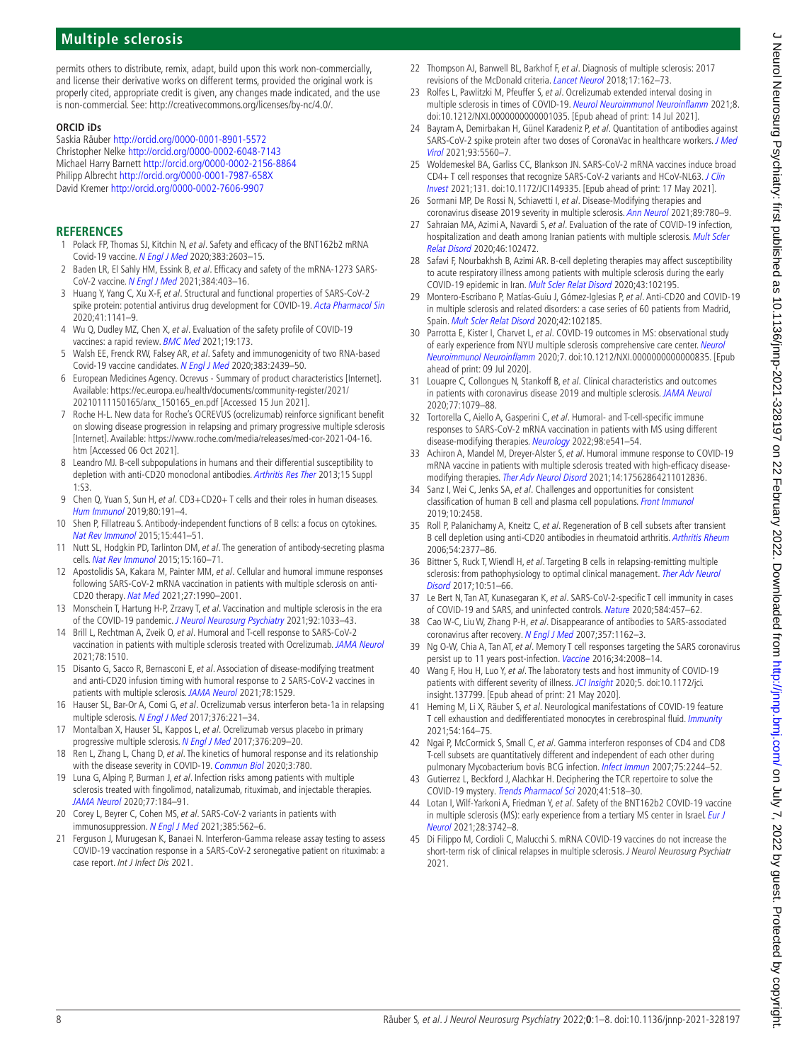permits others to distribute, remix, adapt, build upon this work non-commercially, and license their derivative works on different terms, provided the original work is properly cited, appropriate credit is given, any changes made indicated, and the use is non-commercial. See: http://creativecommons.org/licenses/by-nc/4.0/.

**ORCID iDs**

Saskia Räuber http://orcid.org/0000-0001-8901-5572
Christopher Nelke http://orcid.org/0000-0002-6048-7143
Michael Harry Barnett http://orcid.org/0000-0002-2156-8864
Philipp Albrecht http://orcid.org/0000-0001-7987-658X
David Kremer http://orcid.org/0000-0002-7606-9907

## REFERENCES

1. Polack FP, Thomas SJ, Kitchin N, *et al*. Safety and efficacy of the BNT162b2 mRNA Covid-19 vaccine. *N Engl J Med* 2020;383:2603–15.
2. Baden LR, El Sahly HM, Essink B, *et al*. Efficacy and safety of the mRNA-1273 SARS-CoV-2 vaccine. *N Engl J Med* 2021;384:403–16.
3. Huang Y, Yang C, Xu X-F, *et al*. Structural and functional properties of SARS-CoV-2 spike protein: potential antivirus drug development for COVID-19. *Acta Pharmacol Sin* 2020;41:1141–9.
4. Wu Q, Dudley MZ, Chen X, *et al*. Evaluation of the safety profile of COVID-19 vaccines: a rapid review. *BMC Med* 2021;19:173.
5. Walsh EE, Frenck RW, Falsey AR, *et al*. Safety and immunogenicity of two RNA-based Covid-19 vaccine candidates. *N Engl J Med* 2020;383:2439–50.
6. European Medicines Agency. Ocrevus - Summary of product characteristics [Internet]. Available: https://ec.europa.eu/health/documents/community-register/2021/20210111150165/anx_150165_en.pdf [Accessed 15 Jun 2021].
7. Roche H-L. New data for Roche's OCREVUS (ocrelizumab) reinforce significant benefit on slowing disease progression in relapsing and primary progressive multiple sclerosis [Internet]. Available: https://www.roche.com/media/releases/med-cor-2021-04-16.htm [Accessed 06 Oct 2021].
8. Leandro MJ. B-cell subpopulations in humans and their differential susceptibility to depletion with anti-CD20 monoclonal antibodies. *Arthritis Res Ther* 2013;15 Suppl 1:S3.
9. Chen Q, Yuan S, Sun H, *et al*. CD3+CD20+ T cells and their roles in human diseases. *Hum Immunol* 2019;80:191–4.
10. Shen P, Fillatreau S. Antibody-independent functions of B cells: a focus on cytokines. *Nat Rev Immunol* 2015;15:441–51.
11. Nutt SL, Hodgkin PD, Tarlinton DM, *et al*. The generation of antibody-secreting plasma cells. *Nat Rev Immunol* 2015;15:160–71.
12. Apostolidis SA, Kakara M, Painter MM, *et al*. Cellular and humoral immune responses following SARS-CoV-2 mRNA vaccination in patients with multiple sclerosis on anti-CD20 therapy. *Nat Med* 2021;27:1990–2001.
13. Monschein T, Hartung H-P, Zrzavy T, *et al*. Vaccination and multiple sclerosis in the era of the COVID-19 pandemic. *J Neurol Neurosurg Psychiatry* 2021;92:1033–43.
14. Brill L, Rechtman A, Zveik O, *et al*. Humoral and T-cell response to SARS-CoV-2 vaccination in patients with multiple sclerosis treated with Ocrelizumab. *JAMA Neurol* 2021;78:1510.
15. Disanto G, Sacco R, Bernasconi E, *et al*. Association of disease-modifying treatment and anti-CD20 infusion timing with humoral response to 2 SARS-CoV-2 vaccines in patients with multiple sclerosis. *JAMA Neurol* 2021;78:1529.
16. Hauser SL, Bar-Or A, Comi G, *et al*. Ocrelizumab versus interferon beta-1a in relapsing multiple sclerosis. *N Engl J Med* 2017;376:221–34.
17. Montalban X, Hauser SL, Kappos L, *et al*. Ocrelizumab versus placebo in primary progressive multiple sclerosis. *N Engl J Med* 2017;376:209–20.
18. Ren L, Zhang L, Chang D, *et al*. The kinetics of humoral response and its relationship with the disease severity in COVID-19. *Commun Biol* 2020;3:780.
19. Luna G, Alping P, Burman J, *et al*. Infection risks among patients with multiple sclerosis treated with fingolimod, natalizumab, rituximab, and injectable therapies. *JAMA Neurol* 2020;77:184–91.
20. Corey L, Beyrer C, Cohen MS, *et al*. SARS-CoV-2 variants in patients with immunosuppression. *N Engl J Med* 2021;385:562–6.
21. Ferguson J, Murugesan K, Banaei N. Interferon-Gamma release assay testing to assess COVID-19 vaccination response in a SARS-CoV-2 seronegative patient on rituximab: a case report. *Int J Infect Dis* 2021.
22. Thompson AJ, Banwell BL, Barkhof F, *et al*. Diagnosis of multiple sclerosis: 2017 revisions of the McDonald criteria. *Lancet Neurol* 2018;17:162–73.
23. Rolfes L, Pawlitzki M, Pfeuffer S, *et al*. Ocrelizumab extended interval dosing in multiple sclerosis in times of COVID-19. *Neurol Neuroimmunol Neuroinflamm* 2021;8. doi:10.1212/NXI.0000000000001035. [Epub ahead of print: 14 Jul 2021].
24. Bayram A, Demirbakan H, Günel Karadeniz P, *et al*. Quantitation of antibodies against SARS-CoV-2 spike protein after two doses of CoronaVac in healthcare workers. *J Med Virol* 2021;93:5560–7.
25. Woldemeskel BA, Garliss CC, Blankson JN. SARS-CoV-2 mRNA vaccines induce broad CD4+ T cell responses that recognize SARS-CoV-2 variants and HCoV-NL63. *J Clin Invest* 2021;131. doi:10.1172/JCI149335. [Epub ahead of print: 17 May 2021].
26. Sormani MP, De Rossi N, Schiavetti I, *et al*. Disease-Modifying therapies and coronavirus disease 2019 severity in multiple sclerosis. *Ann Neurol* 2021;89:780–9.
27. Sahraian MA, Azimi A, Navardi S, *et al*. Evaluation of the rate of COVID-19 infection, hospitalization and death among Iranian patients with multiple sclerosis. *Mult Scler Relat Disord* 2020;46:102472.
28. Safavi F, Nourbakhsh B, Azimi AR. B-cell depleting therapies may affect susceptibility to acute respiratory illness among patients with multiple sclerosis during the early COVID-19 epidemic in Iran. *Mult Scler Relat Disord* 2020;43:102195.
29. Montero-Escribano P, Matías-Guiu J, Gómez-Iglesias P, *et al*. Anti-CD20 and COVID-19 in multiple sclerosis and related disorders: a case series of 60 patients from Madrid, Spain. *Mult Scler Relat Disord* 2020;42:102185.
30. Parrotta E, Kister I, Charvet L, *et al*. COVID-19 outcomes in MS: observational study of early experience from NYU multiple sclerosis comprehensive care center. *Neurol Neuroimmunol Neuroinflamm* 2020;7. doi:10.1212/NXI.0000000000000835. [Epub ahead of print: 09 Jul 2020].
31. Louapre C, Collongues N, Stankoff B, *et al*. Clinical characteristics and outcomes in patients with coronavirus disease 2019 and multiple sclerosis. *JAMA Neurol* 2020;77:1079–88.
32. Tortorella C, Aiello A, Gasperini C, *et al*. Humoral- and T-cell-specific immune responses to SARS-CoV-2 mRNA vaccination in patients with MS using different disease-modifying therapies. *Neurology* 2022;98:e541–54.
33. Achiron A, Mandel M, Dreyer-Alster S, *et al*. Humoral immune response to COVID-19 mRNA vaccine in patients with multiple sclerosis treated with high-efficacy disease-modifying therapies. *Ther Adv Neurol Disord* 2021;14:17562864211012836.
34. Sanz I, Wei C, Jenks SA, *et al*. Challenges and opportunities for consistent classification of human B cell and plasma cell populations. *Front Immunol* 2019;10:2458.
35. Roll P, Palanichamy A, Kneitz C, *et al*. Regeneration of B cell subsets after transient B cell depletion using anti-CD20 antibodies in rheumatoid arthritis. *Arthritis Rheum* 2006;54:2377–86.
36. Bittner S, Ruck T, Wiendl H, *et al*. Targeting B cells in relapsing-remitting multiple sclerosis: from pathophysiology to optimal clinical management. *Ther Adv Neurol Disord* 2017;10:51–66.
37. Le Bert N, Tan AT, Kunasegaran K, *et al*. SARS-CoV-2-specific T cell immunity in cases of COVID-19 and SARS, and uninfected controls. *Nature* 2020;584:457–62.
38. Cao W-C, Liu W, Zhang P-H, *et al*. Disappearance of antibodies to SARS-associated coronavirus after recovery. *N Engl J Med* 2007;357:1162–3.
39. Ng O-W, Chia A, Tan AT, *et al*. Memory T cell responses targeting the SARS coronavirus persist up to 11 years post-infection. *Vaccine* 2016;34:2008–14.
40. Wang F, Hou H, Luo Y, *et al*. The laboratory tests and host immunity of COVID-19 patients with different severity of illness. *JCI Insight* 2020;5. doi:10.1172/jci.insight.137799. [Epub ahead of print: 21 May 2020].
41. Heming M, Li X, Räuber S, *et al*. Neurological manifestations of COVID-19 feature T cell exhaustion and dedifferentiated monocytes in cerebrospinal fluid. *Immunity* 2021;54:164–75.
42. Ngai P, McCormick S, Small C, *et al*. Gamma interferon responses of CD4 and CD8 T-cell subsets are quantitatively different and independent of each other during pulmonary Mycobacterium bovis BCG infection. *Infect Immun* 2007;75:2244–52.
43. Gutierrez L, Beckford J, Alachkar H. Deciphering the TCR repertoire to solve the COVID-19 mystery. *Trends Pharmacol Sci* 2020;41:518–30.
44. Lotan I, Wilf-Yarkoni A, Friedman Y, *et al*. Safety of the BNT162b2 COVID-19 vaccine in multiple sclerosis (MS): early experience from a tertiary MS center in Israel. *Eur J Neurol* 2021;28:3742–8.
45. Di Filippo M, Cordioli C, Malucchi S. mRNA COVID-19 vaccines do not increase the short-term risk of clinical relapses in multiple sclerosis. *J Neurol Neurosurg Psychiatr* 2021.